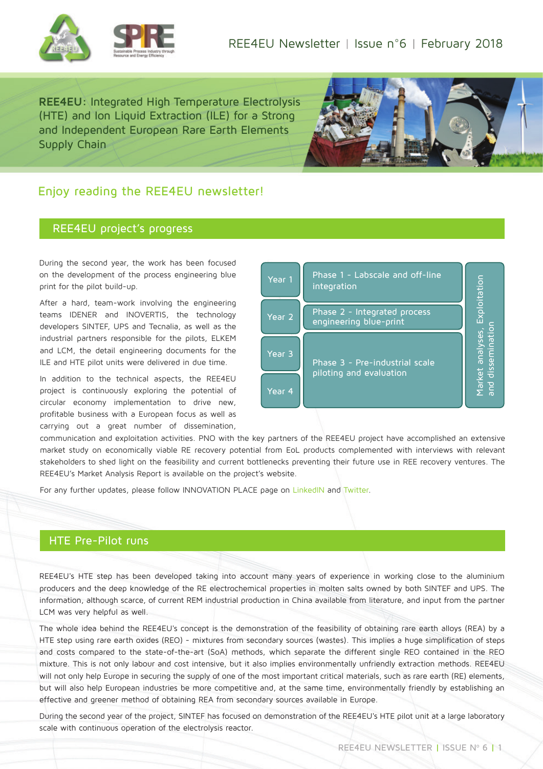REE4EU Newsletter | Issue n°6 | February 2018

**REE4EU**: Integrated High Temperature Electrolysis (HTE) and Ion Liquid Extraction (ILE) for a Strong and Independent European Rare Earth Elements Supply Chain

## Enjoy reading the REE4EU newsletter!

## REE4EU project's progress

During the second year, the work has been focused on the development of the process engineering blue print for the pilot build-up.

After a hard, team-work involving the engineering teams IDENER and INOVERTIS, the technology developers SINTEF, UPS and Tecnalia, as well as the industrial partners responsible for the pilots, ELKEM and LCM, the detail engineering documents for the ILE and HTE pilot units were delivered in due time.

| Year | Phase | |
|---|---|---|
| Year 1 | Phase 1 - Labscale and off-line integration | Market analyses, Exploitation and dissemination |
| Year 2 | Phase 2 - Integrated process engineering blue-print | |
| Year 3 | Phase 3 - Pre-industrial scale piloting and evaluation | |
| Year 4 | | |

In addition to the technical aspects, the REE4EU project is continuously exploring the potential of circular economy implementation to drive new, profitable business with a European focus as well as carrying out a great number of dissemination, communication and exploitation activities. PNO with the key partners of the REE4EU project have accomplished an extensive market study on economically viable RE recovery potential from EoL products complemented with interviews with relevant stakeholders to shed light on the feasibility and current bottlenecks preventing their future use in REE recovery ventures. The REE4EU's Market Analysis Report is available on the project's website.

For any further updates, please follow INNOVATION PLACE page on LinkedIN and Twitter.

## HTE Pre-Pilot runs

REE4EU's HTE step has been developed taking into account many years of experience in working close to the aluminium producers and the deep knowledge of the RE electrochemical properties in molten salts owned by both SINTEF and UPS. The information, although scarce, of current REM industrial production in China available from literature, and input from the partner LCM was very helpful as well.

The whole idea behind the REE4EU's concept is the demonstration of the feasibility of obtaining rare earth alloys (REA) by a HTE step using rare earth oxides (REO) - mixtures from secondary sources (wastes). This implies a huge simplification of steps and costs compared to the state-of-the-art (SoA) methods, which separate the different single REO contained in the REO mixture. This is not only labour and cost intensive, but it also implies environmentally unfriendly extraction methods. REE4EU will not only help Europe in securing the supply of one of the most important critical materials, such as rare earth (RE) elements, but will also help European industries be more competitive and, at the same time, environmentally friendly by establishing an effective and greener method of obtaining REA from secondary sources available in Europe.

During the second year of the project, SINTEF has focused on demonstration of the REE4EU's HTE pilot unit at a large laboratory scale with continuous operation of the electrolysis reactor.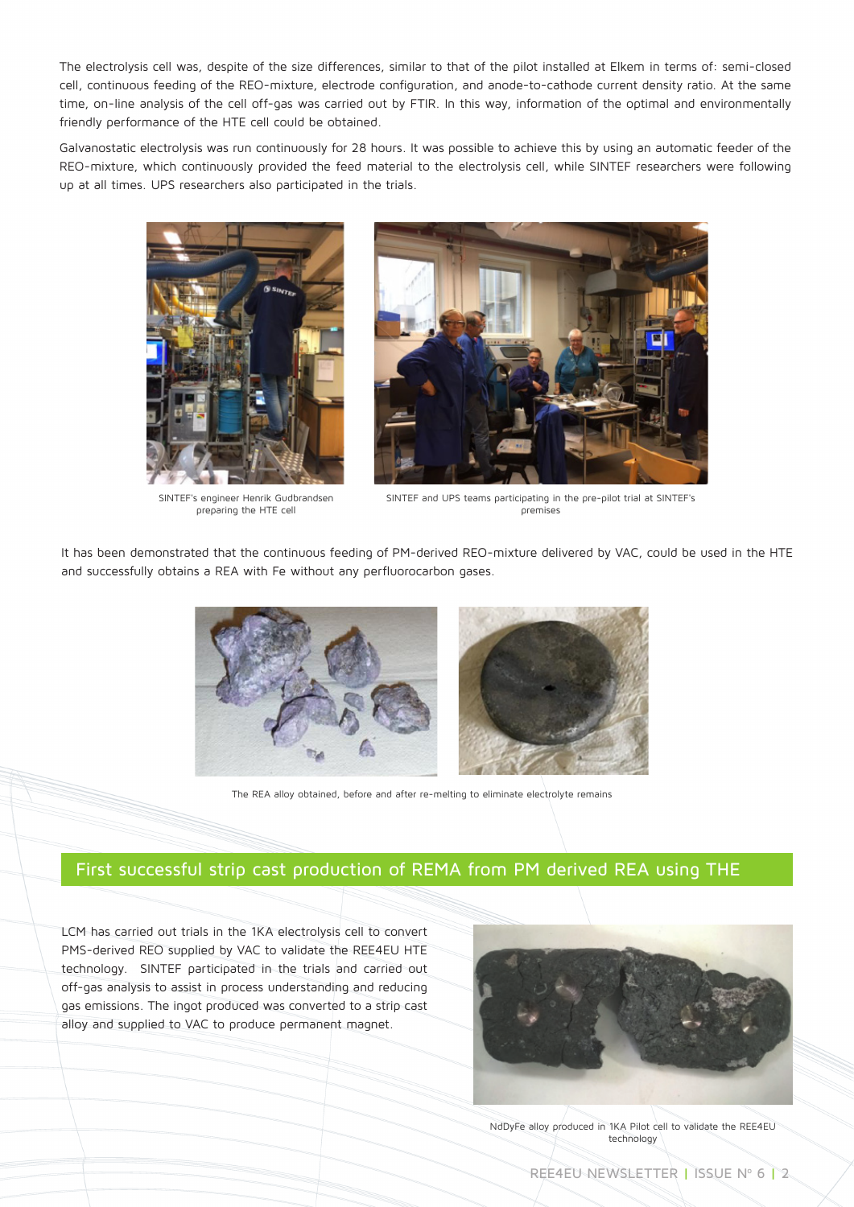The electrolysis cell was, despite of the size differences, similar to that of the pilot installed at Elkem in terms of: semi-closed cell, continuous feeding of the REO-mixture, electrode configuration, and anode-to-cathode current density ratio. At the same time, on-line analysis of the cell off-gas was carried out by FTIR. In this way, information of the optimal and environmentally friendly performance of the HTE cell could be obtained.

Galvanostatic electrolysis was run continuously for 28 hours. It was possible to achieve this by using an automatic feeder of the REO-mixture, which continuously provided the feed material to the electrolysis cell, while SINTEF researchers were following up at all times. UPS researchers also participated in the trials.

SINTEF's engineer Henrik Gudbrandsen preparing the HTE cell

SINTEF and UPS teams participating in the pre-pilot trial at SINTEF's premises

It has been demonstrated that the continuous feeding of PM-derived REO-mixture delivered by VAC, could be used in the HTE and successfully obtains a REA with Fe without any perfluorocarbon gases.

The REA alloy obtained, before and after re-melting to eliminate electrolyte remains

## First successful strip cast production of REMA from PM derived REA using THE

LCM has carried out trials in the 1KA electrolysis cell to convert PMS-derived REO supplied by VAC to validate the REE4EU HTE technology. SINTEF participated in the trials and carried out off-gas analysis to assist in process understanding and reducing gas emissions. The ingot produced was converted to a strip cast alloy and supplied to VAC to produce permanent magnet.

NdDyFe alloy produced in 1KA Pilot cell to validate the REE4EU technology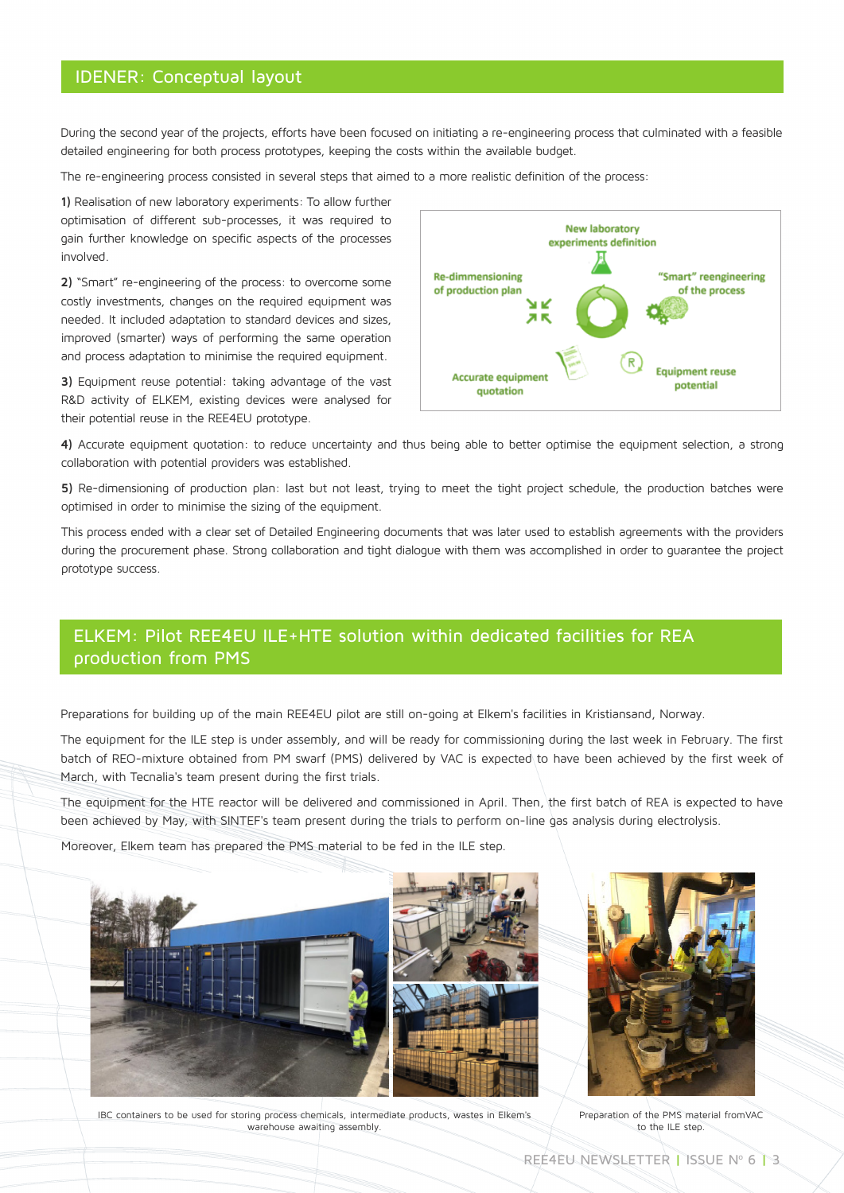## IDENER: Conceptual layout

During the second year of the projects, efforts have been focused on initiating a re-engineering process that culminated with a feasible detailed engineering for both process prototypes, keeping the costs within the available budget.

The re-engineering process consisted in several steps that aimed to a more realistic definition of the process:

**1)** Realisation of new laboratory experiments: To allow further optimisation of different sub-processes, it was required to gain further knowledge on specific aspects of the processes involved.

**2)** "Smart" re-engineering of the process: to overcome some costly investments, changes on the required equipment was needed. It included adaptation to standard devices and sizes, improved (smarter) ways of performing the same operation and process adaptation to minimise the required equipment.

**3)** Equipment reuse potential: taking advantage of the vast R&D activity of ELKEM, existing devices were analysed for their potential reuse in the REE4EU prototype.

New laboratory experiments definition

"Smart" reengineering of the process

Equipment reuse potential

Accurate equipment quotation

Re-dimmensioning of production plan

**4)** Accurate equipment quotation: to reduce uncertainty and thus being able to better optimise the equipment selection, a strong collaboration with potential providers was established.

**5)** Re-dimensioning of production plan: last but not least, trying to meet the tight project schedule, the production batches were optimised in order to minimise the sizing of the equipment.

This process ended with a clear set of Detailed Engineering documents that was later used to establish agreements with the providers during the procurement phase. Strong collaboration and tight dialogue with them was accomplished in order to guarantee the project prototype success.

## ELKEM: Pilot REE4EU ILE+HTE solution within dedicated facilities for REA production from PMS

Preparations for building up of the main REE4EU pilot are still on-going at Elkem's facilities in Kristiansand, Norway.

The equipment for the ILE step is under assembly, and will be ready for commissioning during the last week in February. The first batch of REO-mixture obtained from PM swarf (PMS) delivered by VAC is expected to have been achieved by the first week of March, with Tecnalia's team present during the first trials.

The equipment for the HTE reactor will be delivered and commissioned in April. Then, the first batch of REA is expected to have been achieved by May, with SINTEF's team present during the trials to perform on-line gas analysis during electrolysis.

Moreover, Elkem team has prepared the PMS material to be fed in the ILE step.

IBC containers to be used for storing process chemicals, intermediate products, wastes in Elkem's warehouse awaiting assembly.

Preparation of the PMS material fromVAC to the ILE step.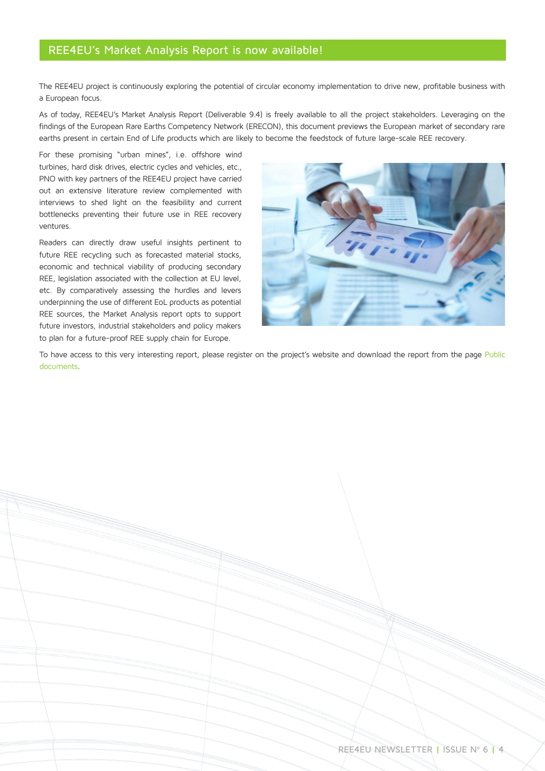## REE4EU's Market Analysis Report is now available!

The REE4EU project is continuously exploring the potential of circular economy implementation to drive new, profitable business with a European focus.

As of today, REE4EU's Market Analysis Report (Deliverable 9.4) is freely available to all the project stakeholders. Leveraging on the findings of the European Rare Earths Competency Network (ERECON), this document previews the European market of secondary rare earths present in certain End of Life products which are likely to become the feedstock of future large-scale REE recovery.

For these promising "urban mines", i.e. offshore wind turbines, hard disk drives, electric cycles and vehicles, etc., PNO with key partners of the REE4EU project have carried out an extensive literature review complemented with interviews to shed light on the feasibility and current bottlenecks preventing their future use in REE recovery ventures.

Readers can directly draw useful insights pertinent to future REE recycling such as forecasted material stocks, economic and technical viability of producing secondary REE, legislation associated with the collection at EU level, etc. By comparatively assessing the hurdles and levers underpinning the use of different EoL products as potential REE sources, the Market Analysis report opts to support future investors, industrial stakeholders and policy makers to plan for a future-proof REE supply chain for Europe.

To have access to this very interesting report, please register on the project's website and download the report from the page Public documents.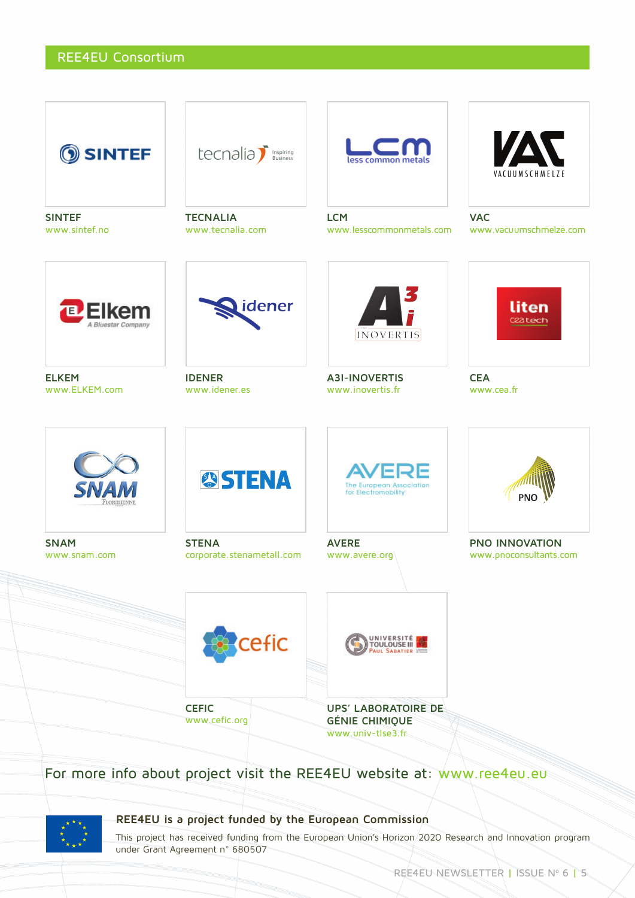## REE4EU Consortium

**SINTEF**
www.sintef.no

**TECNALIA**
www.tecnalia.com

**LCM**
www.lesscommonmetals.com

**VAC**
www.vacuumschmelze.com

**ELKEM**
www.ELKEM.com

**IDENER**
www.idener.es

**A3I-INOVERTIS**
www.inovertis.fr

**CEA**
www.cea.fr

**SNAM**
www.snam.com

**STENA**
corporate.stenametall.com

**AVERE**
www.avere.org

**PNO INNOVATION**
www.pnoconsultants.com

**CEFIC**
www.cefic.org

**UPS' LABORATOIRE DE GÉNIE CHIMIQUE**
www.univ-tlse3.fr

For more info about project visit the REE4EU website at: www.ree4eu.eu

**REE4EU is a project funded by the European Commission**

This project has received funding from the European Union's Horizon 2020 Research and Innovation program under Grant Agreement n° 680507